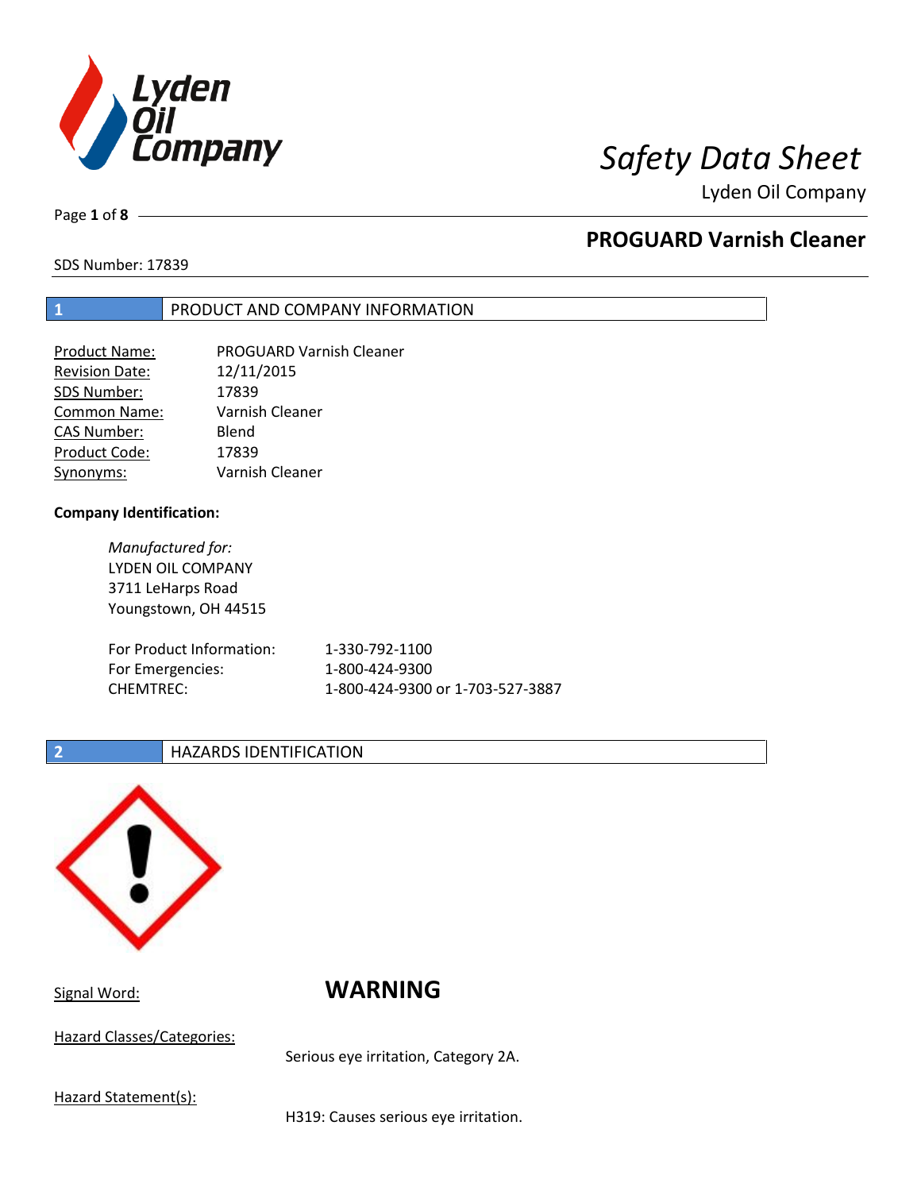# Safety Data Sheet

Lyden Oil Company

## PROGUARD Varnish Cleaner

SDS Number: 17839

## 1 PRODUCT AND COMPANY INFORMATION

| | |
|---|---|
| Product Name: | PROGUARD Varnish Cleaner |
| Revision Date: | 12/11/2015 |
| SDS Number: | 17839 |
| Common Name: | Varnish Cleaner |
| CAS Number: | Blend |
| Product Code: | 17839 |
| Synonyms: | Varnish Cleaner |

**Company Identification:**

*Manufactured for:*
LYDEN OIL COMPANY
3711 LeHarps Road
Youngstown, OH 44515

| | |
|---|---|
| For Product Information: | 1-330-792-1100 |
| For Emergencies: | 1-800-424-9300 |
| CHEMTREC: | 1-800-424-9300 or 1-703-527-3887 |

## 2 HAZARDS IDENTIFICATION

Signal Word: **WARNING**

Hazard Classes/Categories:

Serious eye irritation, Category 2A.

Hazard Statement(s):

H319: Causes serious eye irritation.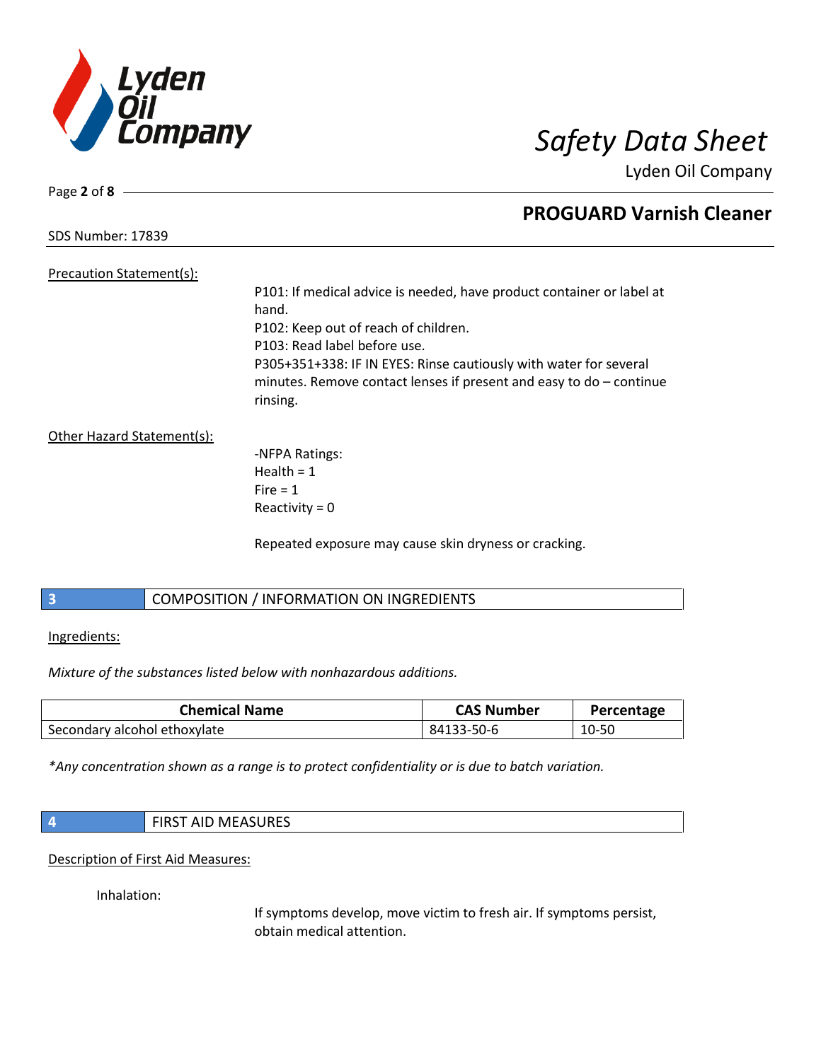Precation Statement(s):

P101: If medical advice is needed, have product container or label at hand.
P102: Keep out of reach of children.
P103: Read label before use.
P305+351+338: IF IN EYES: Rinse cautiously with water for several minutes. Remove contact lenses if present and easy to do – continue rinsing.

Other Hazard Statement(s):

-NFPA Ratings:
Health = 1
Fire = 1
Reactivity = 0

Repeated exposure may cause skin dryness or cracking.

## 3 COMPOSITION / INFORMATION ON INGREDIENTS

Ingredients:

*Mixture of the substances listed below with nonhazardous additions.*

| Chemical Name | CAS Number | Percentage |
|---|---|---|
| Secondary alcohol ethoxylate | 84133-50-6 | 10-50 |

*\*Any concentration shown as a range is to protect confidentiality or is due to batch variation.*

## 4 FIRST AID MEASURES

Description of First Aid Measures:

Inhalation:

If symptoms develop, move victim to fresh air. If symptoms persist, obtain medical attention.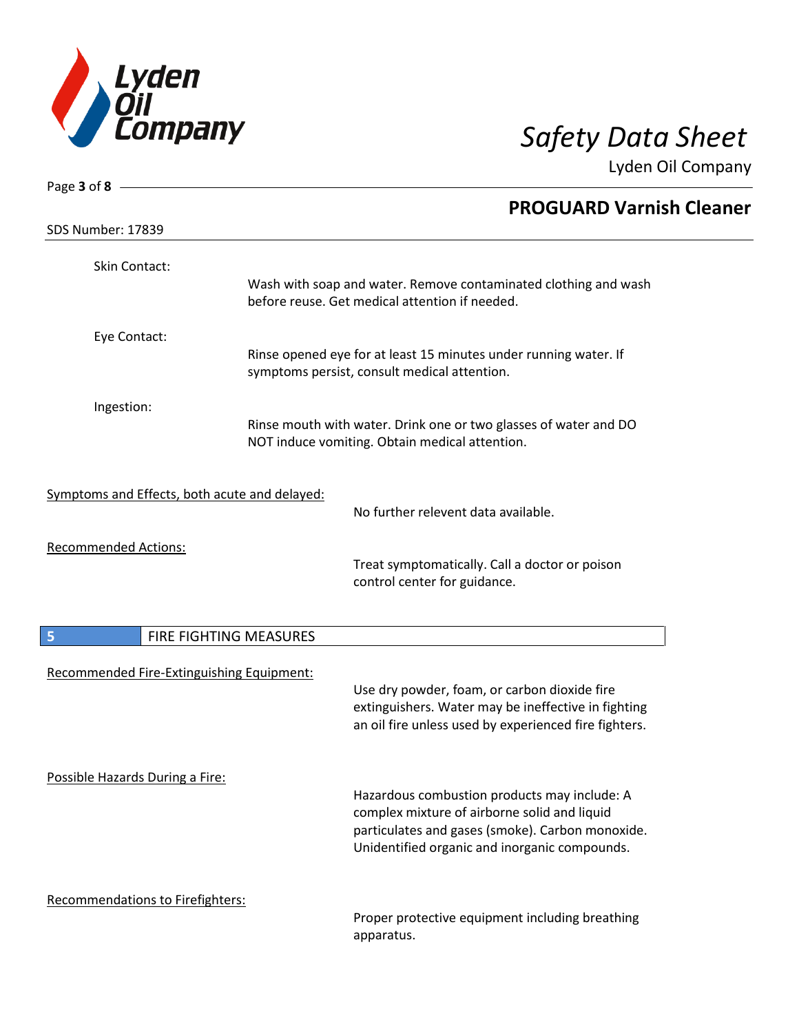**Skin Contact:**

Wash with soap and water. Remove contaminated clothing and wash before reuse. Get medical attention if needed.

**Eye Contact:**

Rinse opened eye for at least 15 minutes under running water. If symptoms persist, consult medical attention.

**Ingestion:**

Rinse mouth with water. Drink one or two glasses of water and DO NOT induce vomiting. Obtain medical attention.

Symptoms and Effects, both acute and delayed:

No further relevent data available.

Recommended Actions:

Treat symptomatically. Call a doctor or poison control center for guidance.

## 5 FIRE FIGHTING MEASURES

Recommended Fire-Extinguishing Equipment:

Use dry powder, foam, or carbon dioxide fire extinguishers. Water may be ineffective in fighting an oil fire unless used by experienced fire fighters.

Possible Hazards During a Fire:

Hazardous combustion products may include: A complex mixture of airborne solid and liquid particulates and gases (smoke). Carbon monoxide. Unidentified organic and inorganic compounds.

Recommendations to Firefighters:

Proper protective equipment including breathing apparatus.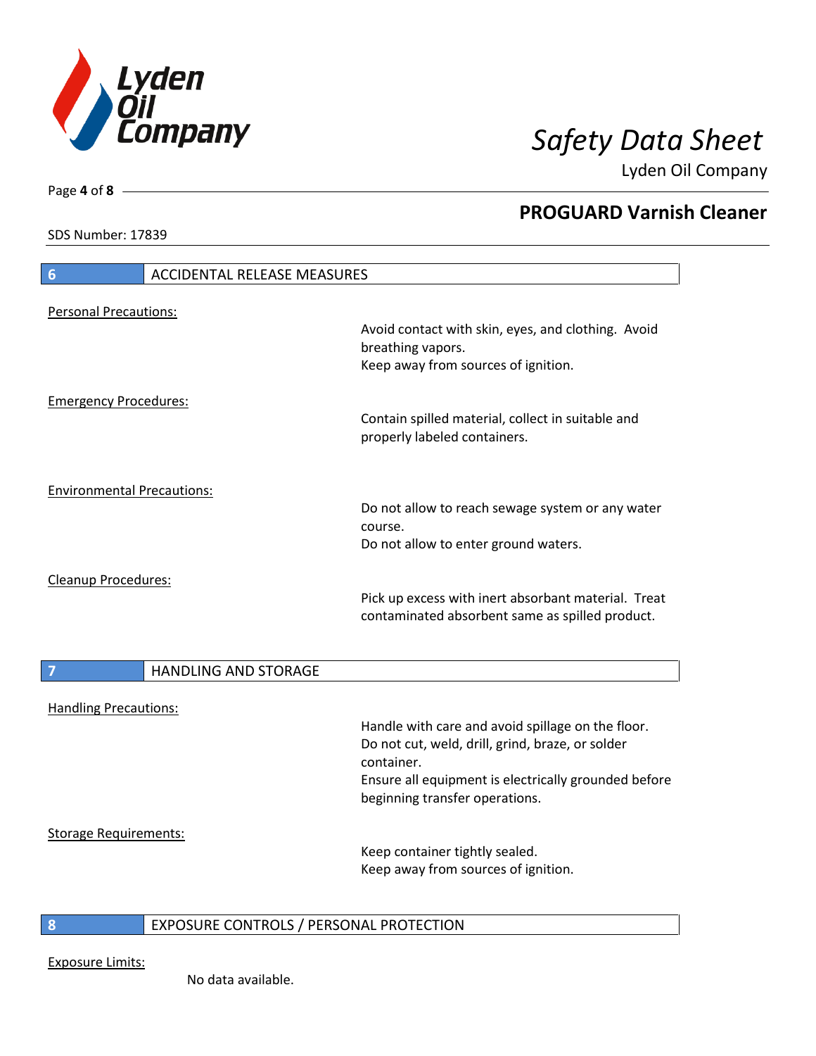## 6 ACCIDENTAL RELEASE MEASURES

Personal Precautions:

Avoid contact with skin, eyes, and clothing. Avoid breathing vapors.
Keep away from sources of ignition.

Emergency Procedures:

Contain spilled material, collect in suitable and properly labeled containers.

Environmental Precautions:

Do not allow to reach sewage system or any water course.
Do not allow to enter ground waters.

Cleanup Procedures:

Pick up excess with inert absorbant material. Treat contaminated absorbent same as spilled product.

## 7 HANDLING AND STORAGE

Handling Precautions:

Handle with care and avoid spillage on the floor.
Do not cut, weld, drill, grind, braze, or solder container.
Ensure all equipment is electrically grounded before beginning transfer operations.

Storage Requirements:

Keep container tightly sealed.
Keep away from sources of ignition.

## 8 EXPOSURE CONTROLS / PERSONAL PROTECTION

Exposure Limits:

No data available.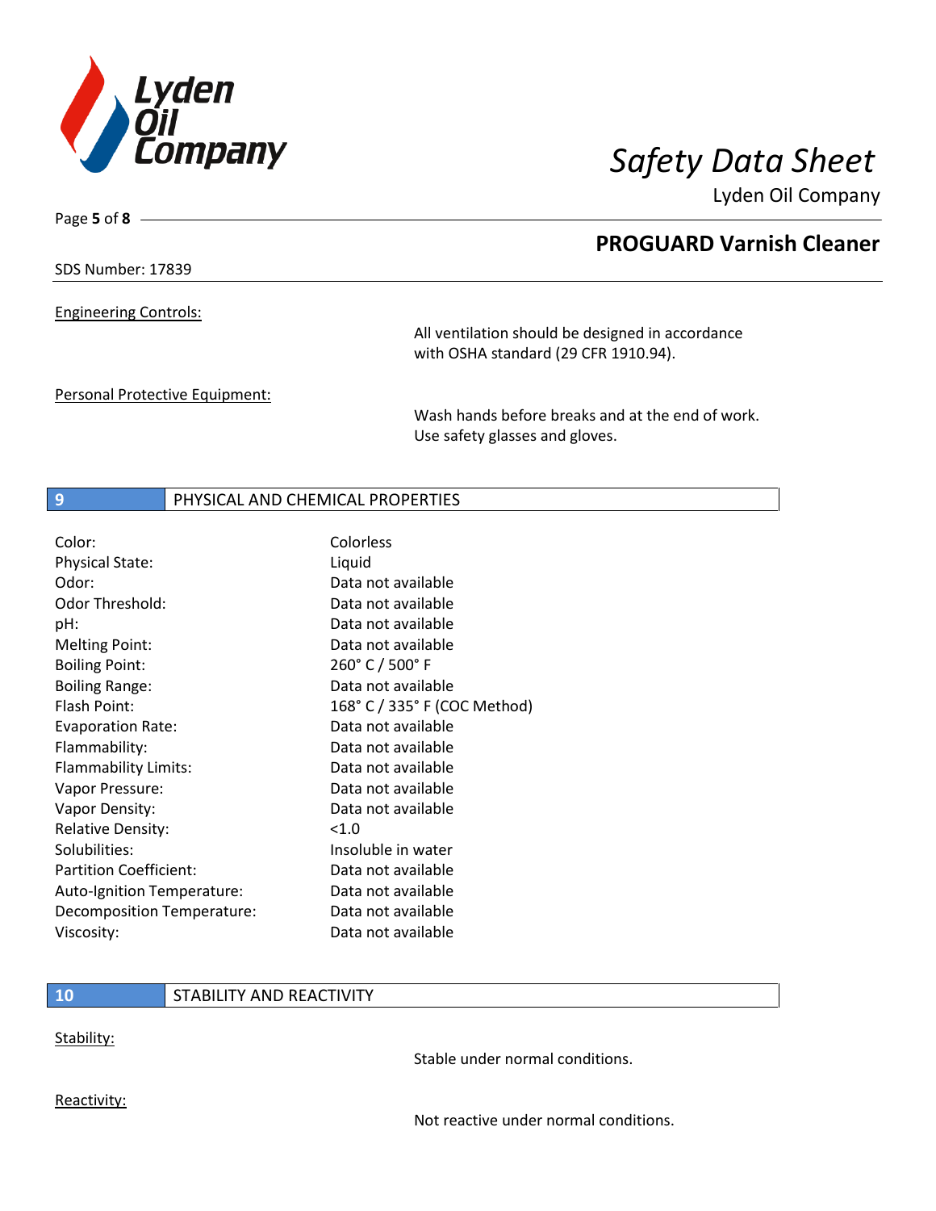Engineering Controls:

All ventilation should be designed in accordance with OSHA standard (29 CFR 1910.94).

Personal Protective Equipment:

Wash hands before breaks and at the end of work. Use safety glasses and gloves.

## 9 PHYSICAL AND CHEMICAL PROPERTIES

| Property | Value |
|---|---|
| Color: | Colorless |
| Physical State: | Liquid |
| Odor: | Data not available |
| Odor Threshold: | Data not available |
| pH: | Data not available |
| Melting Point: | Data not available |
| Boiling Point: | 260° C / 500° F |
| Boiling Range: | Data not available |
| Flash Point: | 168° C / 335° F (COC Method) |
| Evaporation Rate: | Data not available |
| Flammability: | Data not available |
| Flammability Limits: | Data not available |
| Vapor Pressure: | Data not available |
| Vapor Density: | Data not available |
| Relative Density: | <1.0 |
| Solubilities: | Insoluble in water |
| Partition Coefficient: | Data not available |
| Auto-Ignition Temperature: | Data not available |
| Decomposition Temperature: | Data not available |
| Viscosity: | Data not available |

## 10 STABILITY AND REACTIVITY

Stability:

Stable under normal conditions.

Reactivity:

Not reactive under normal conditions.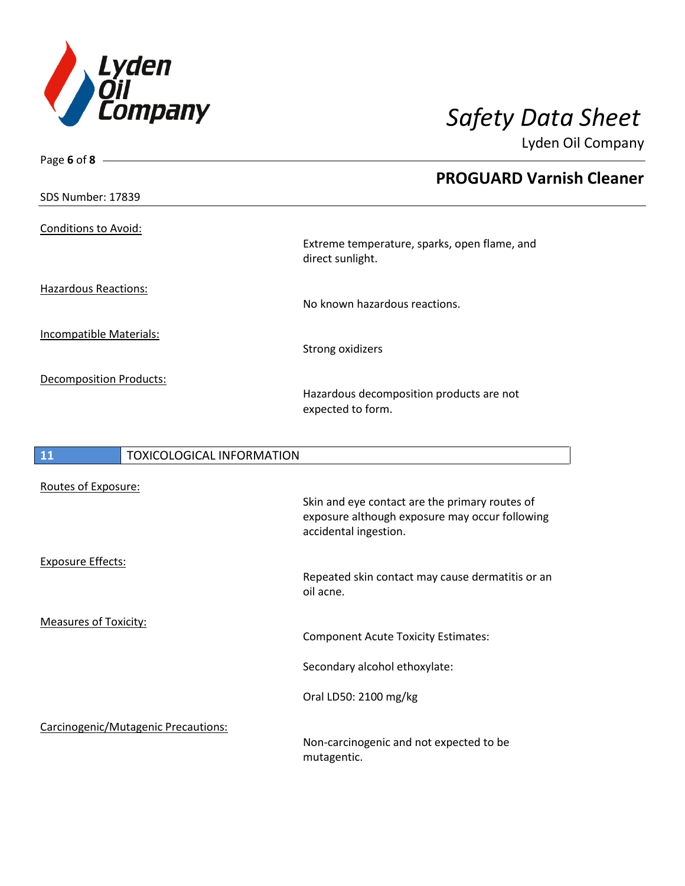Conditions to Avoid:

Extreme temperature, sparks, open flame, and direct sunlight.

Hazardous Reactions:

No known hazardous reactions.

Incompatible Materials:

Strong oxidizers

Decomposition Products:

Hazardous decomposition products are not expected to form.

## 11 TOXICOLOGICAL INFORMATION

Routes of Exposure:

Skin and eye contact are the primary routes of exposure although exposure may occur following accidental ingestion.

Exposure Effects:

Repeated skin contact may cause dermatitis or an oil acne.

Measures of Toxicity:

Component Acute Toxicity Estimates:

Secondary alcohol ethoxylate:

Oral LD50: 2100 mg/kg

Carcinogenic/Mutagenic Precautions:

Non-carcinogenic and not expected to be mutagentic.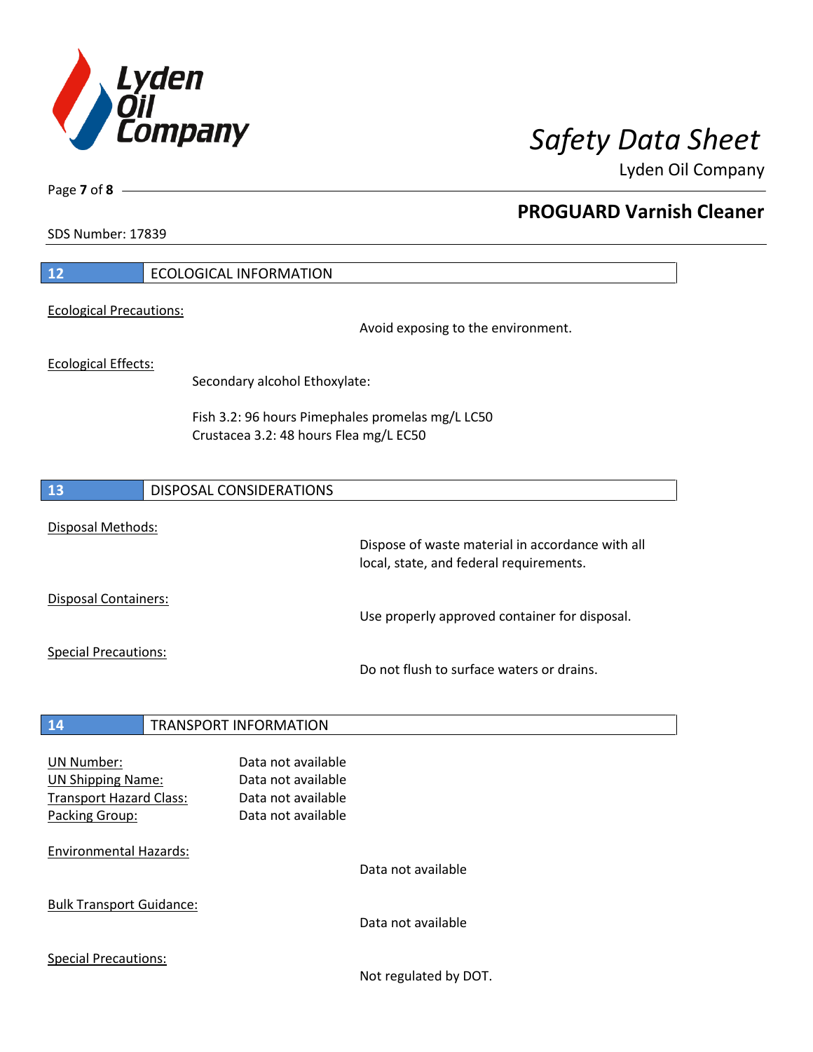## 12 ECOLOGICAL INFORMATION

Ecological Precautions:

Avoid exposing to the environment.

Ecological Effects:

Secondary alcohol Ethoxylate:

Fish 3.2: 96 hours Pimephales promelas mg/L LC50
Crustacea 3.2: 48 hours Flea mg/L EC50

## 13 DISPOSAL CONSIDERATIONS

Disposal Methods:

Dispose of waste material in accordance with all local, state, and federal requirements.

Disposal Containers:

Use properly approved container for disposal.

Special Precautions:

Do not flush to surface waters or drains.

## 14 TRANSPORT INFORMATION

UN Number: Data not available
UN Shipping Name: Data not available
Transport Hazard Class: Data not available
Packing Group: Data not available

Environmental Hazards:

Data not available

Bulk Transport Guidance:

Data not available

Special Precautions:

Not regulated by DOT.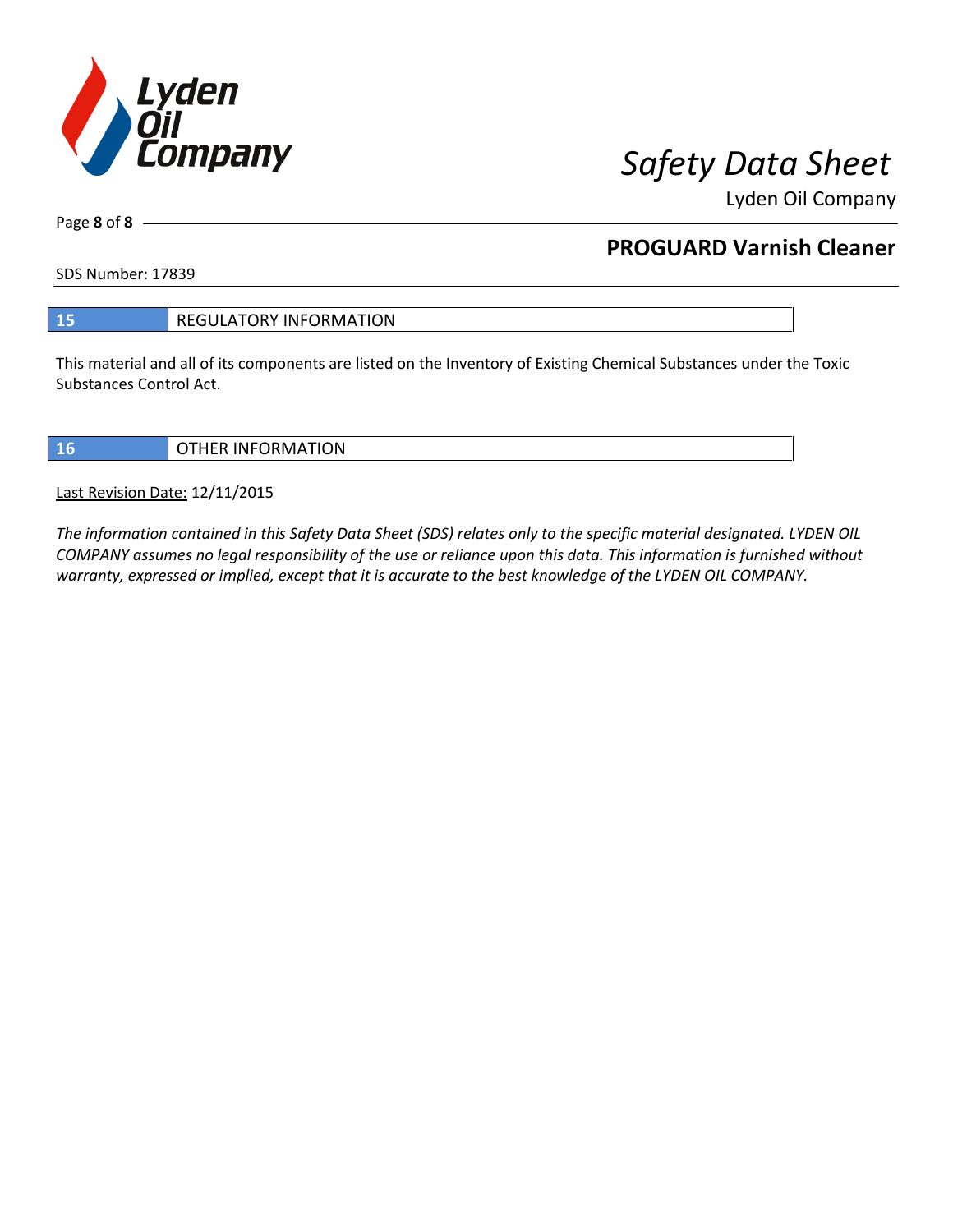## 15 REGULATORY INFORMATION

This material and all of its components are listed on the Inventory of Existing Chemical Substances under the Toxic Substances Control Act.

## 16 OTHER INFORMATION

Last Revision Date: 12/11/2015

*The information contained in this Safety Data Sheet (SDS) relates only to the specific material designated. LYDEN OIL COMPANY assumes no legal responsibility of the use or reliance upon this data. This information is furnished without warranty, expressed or implied, except that it is accurate to the best knowledge of the LYDEN OIL COMPANY.*